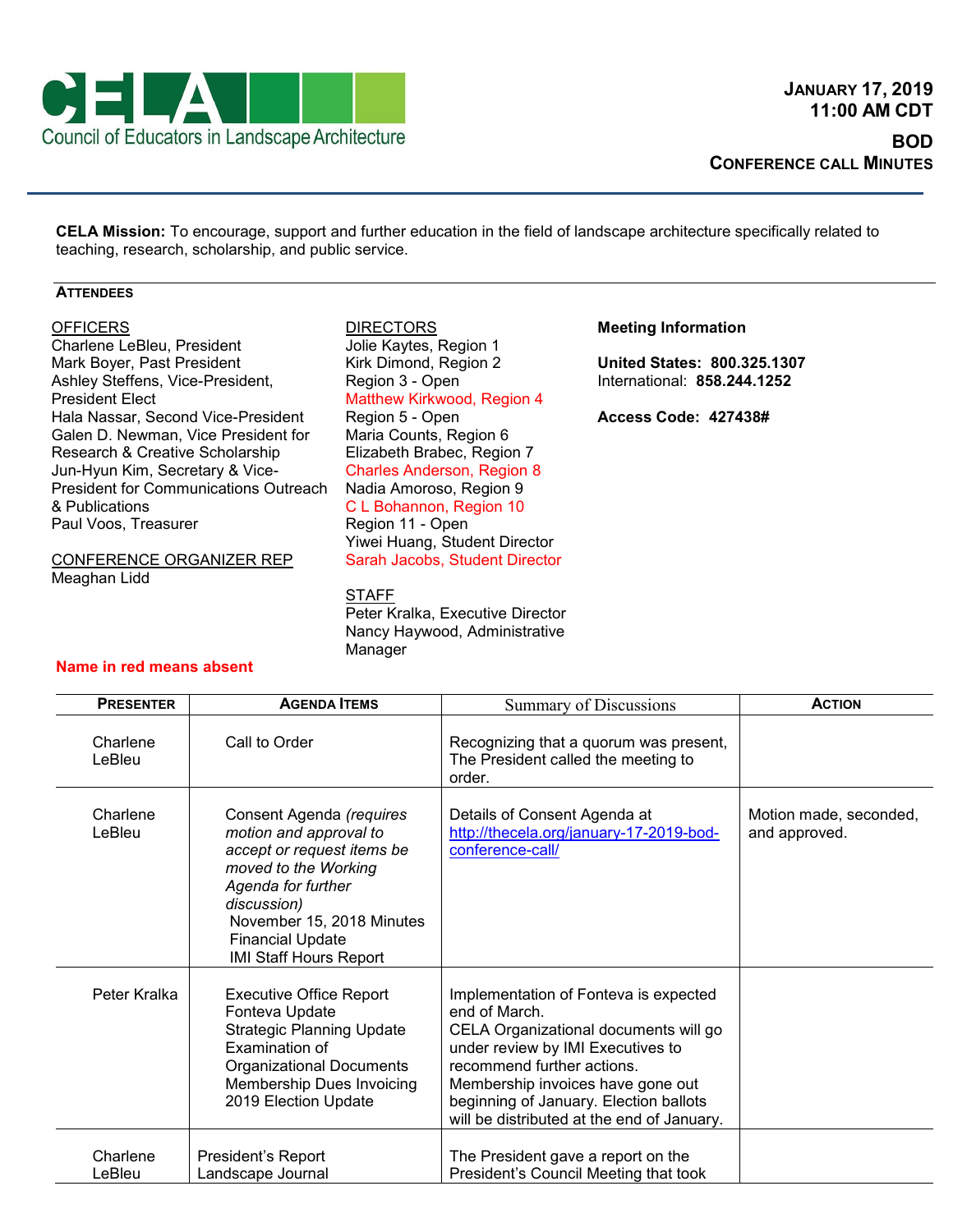# CELA

Council of Educators in Landscape Architecture

**JANUARY 17, 2019**
**11:00 AM CDT**

**BOD**
**CONFERENCE CALL MINUTES**

**CELA Mission:** To encourage, support and further education in the field of landscape architecture specifically related to teaching, research, scholarship, and public service.

### ATTENDEES

OFFICERS
Charlene LeBleu, President
Mark Boyer, Past President
Ashley Steffens, Vice-President, President Elect
Hala Nassar, Second Vice-President
Galen D. Newman, Vice President for Research & Creative Scholarship
Jun-Hyun Kim, Secretary & Vice-President for Communications Outreach & Publications
Paul Voos, Treasurer

CONFERENCE ORGANIZER REP
Meaghan Lidd

DIRECTORS
Jolie Kaytes, Region 1
Kirk Dimond, Region 2
Region 3 - Open
Matthew Kirkwood, Region 4
Region 5 - Open
Maria Counts, Region 6
Elizabeth Brabec, Region 7
Charles Anderson, Region 8
Nadia Amoroso, Region 9
C L Bohannon, Region 10
Region 11 - Open
Yiwei Huang, Student Director
Sarah Jacobs, Student Director

STAFF
Peter Kralka, Executive Director
Nancy Haywood, Administrative Manager

**Meeting Information**

**United States: 800.325.1307**
International: **858.244.1252**

**Access Code: 427438#**

**Name in red means absent**

| PRESENTER | AGENDA ITEMS | Summary of Discussions | ACTION |
|---|---|---|---|
| Charlene LeBleu | Call to Order | Recognizing that a quorum was present, The President called the meeting to order. | |
| Charlene LeBleu | Consent Agenda *(requires motion and approval to accept or request items be moved to the Working Agenda for further discussion)*<br>November 15, 2018 Minutes<br>Financial Update<br>IMI Staff Hours Report | Details of Consent Agenda at http://thecela.org/january-17-2019-bod-conference-call/ | Motion made, seconded, and approved. |
| Peter Kralka | Executive Office Report<br>Fonteva Update<br>Strategic Planning Update<br>Examination of Organizational Documents<br>Membership Dues Invoicing<br>2019 Election Update | Implementation of Fonteva is expected end of March.<br>CELA Organizational documents will go under review by IMI Executives to recommend further actions.<br>Membership invoices have gone out beginning of January. Election ballots will be distributed at the end of January. | |
| Charlene LeBleu | President's Report<br>Landscape Journal | The President gave a report on the President's Council Meeting that took | |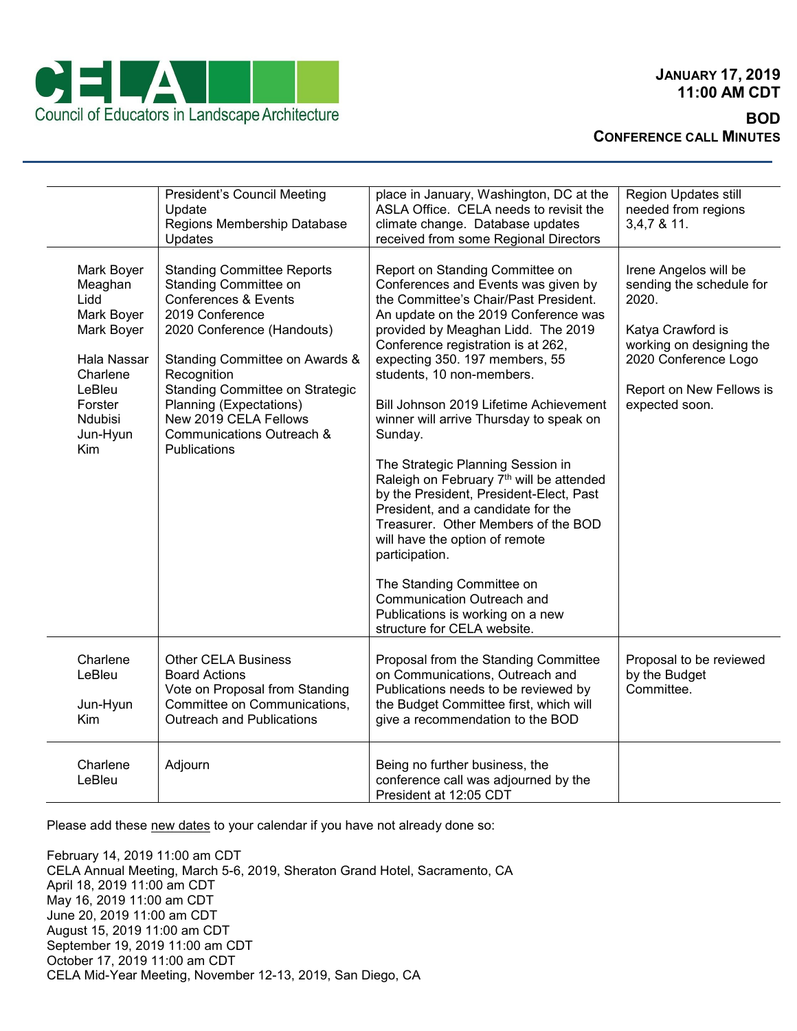**January 17, 2019**
**11:00 AM CDT**

**BOD**
**Conference call Minutes**

| | | | |
|---|---|---|---|
| | President's Council Meeting Update<br>Regions Membership Database Updates | place in January, Washington, DC at the ASLA Office. CELA needs to revisit the climate change. Database updates received from some Regional Directors | Region Updates still needed from regions 3,4,7 & 11. |
| Mark Boyer<br>Meaghan Lidd<br>Mark Boyer<br>Mark Boyer<br><br>Hala Nassar<br>Charlene LeBleu<br>Forster Ndubisi<br>Jun-Hyun Kim | Standing Committee Reports<br>Standing Committee on Conferences & Events<br>2019 Conference<br>2020 Conference (Handouts)<br><br>Standing Committee on Awards & Recognition<br>Standing Committee on Strategic Planning (Expectations)<br>New 2019 CELA Fellows<br>Communications Outreach & Publications | Report on Standing Committee on Conferences and Events was given by the Committee's Chair/Past President. An update on the 2019 Conference was provided by Meaghan Lidd. The 2019 Conference registration is at 262, expecting 350. 197 members, 55 students, 10 non-members.<br><br>Bill Johnson 2019 Lifetime Achievement winner will arrive Thursday to speak on Sunday.<br><br>The Strategic Planning Session in Raleigh on February 7th will be attended by the President, President-Elect, Past President, and a candidate for the Treasurer. Other Members of the BOD will have the option of remote participation.<br><br>The Standing Committee on Communication Outreach and Publications is working on a new structure for CELA website. | Irene Angelos will be sending the schedule for 2020.<br><br>Katya Crawford is working on designing the 2020 Conference Logo<br><br>Report on New Fellows is expected soon. |
| Charlene LeBleu<br><br>Jun-Hyun Kim | Other CELA Business<br>Board Actions<br>Vote on Proposal from Standing Committee on Communications, Outreach and Publications | Proposal from the Standing Committee on Communications, Outreach and Publications needs to be reviewed by the Budget Committee first, which will give a recommendation to the BOD | Proposal to be reviewed by the Budget Committee. |
| Charlene LeBleu | Adjourn | Being no further business, the conference call was adjourned by the President at 12:05 CDT | |

Please add these new dates to your calendar if you have not already done so:

February 14, 2019 11:00 am CDT
CELA Annual Meeting, March 5-6, 2019, Sheraton Grand Hotel, Sacramento, CA
April 18, 2019 11:00 am CDT
May 16, 2019 11:00 am CDT
June 20, 2019 11:00 am CDT
August 15, 2019 11:00 am CDT
September 19, 2019 11:00 am CDT
October 17, 2019 11:00 am CDT
CELA Mid-Year Meeting, November 12-13, 2019, San Diego, CA